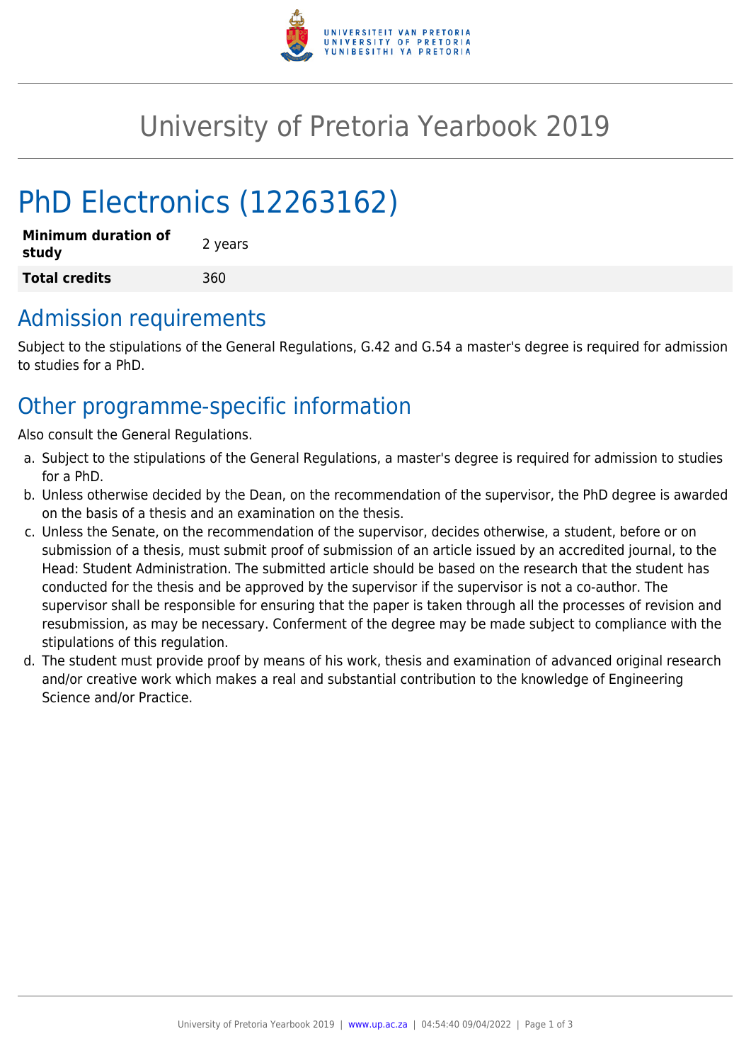# University of Pretoria Yearbook 2019

# PhD Electronics (12263162)

| **Minimum duration of study** | 2 years |
|---|---|
| **Total credits** | 360 |

## Admission requirements

Subject to the stipulations of the General Regulations, G.42 and G.54 a master's degree is required for admission to studies for a PhD.

## Other programme-specific information

Also consult the General Regulations.

a. Subject to the stipulations of the General Regulations, a master's degree is required for admission to studies for a PhD.
b. Unless otherwise decided by the Dean, on the recommendation of the supervisor, the PhD degree is awarded on the basis of a thesis and an examination on the thesis.
c. Unless the Senate, on the recommendation of the supervisor, decides otherwise, a student, before or on submission of a thesis, must submit proof of submission of an article issued by an accredited journal, to the Head: Student Administration. The submitted article should be based on the research that the student has conducted for the thesis and be approved by the supervisor if the supervisor is not a co-author. The supervisor shall be responsible for ensuring that the paper is taken through all the processes of revision and resubmission, as may be necessary. Conferment of the degree may be made subject to compliance with the stipulations of this regulation.
d. The student must provide proof by means of his work, thesis and examination of advanced original research and/or creative work which makes a real and substantial contribution to the knowledge of Engineering Science and/or Practice.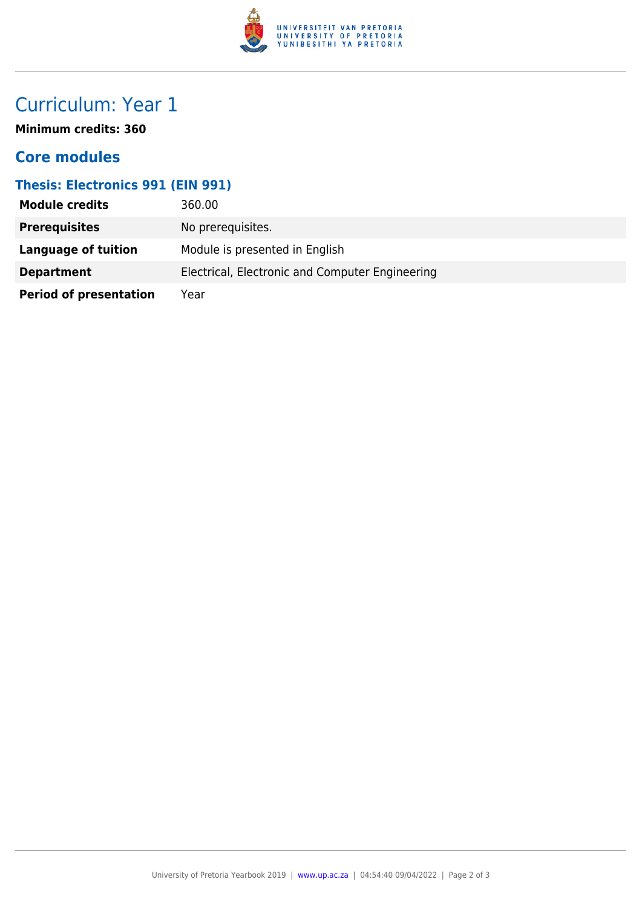# Curriculum: Year 1

**Minimum credits: 360**

## Core modules

### Thesis: Electronics 991 (EIN 991)

| | |
|---|---|
| **Module credits** | 360.00 |
| **Prerequisites** | No prerequisites. |
| **Language of tuition** | Module is presented in English |
| **Department** | Electrical, Electronic and Computer Engineering |
| **Period of presentation** | Year |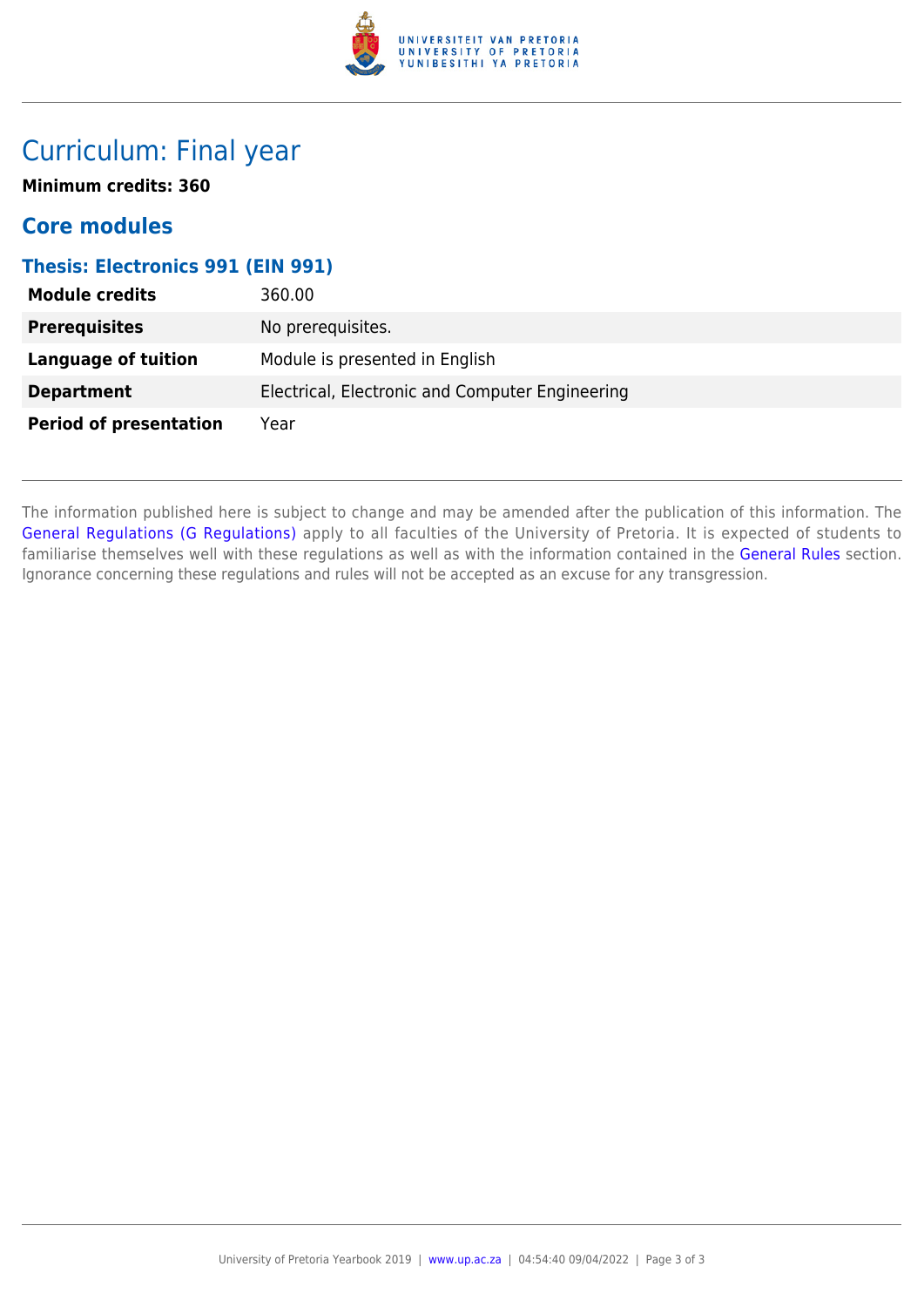# Curriculum: Final year

**Minimum credits: 360**

## Core modules

### Thesis: Electronics 991 (EIN 991)

| | |
|---|---|
| **Module credits** | 360.00 |
| **Prerequisites** | No prerequisites. |
| **Language of tuition** | Module is presented in English |
| **Department** | Electrical, Electronic and Computer Engineering |
| **Period of presentation** | Year |

The information published here is subject to change and may be amended after the publication of this information. The General Regulations (G Regulations) apply to all faculties of the University of Pretoria. It is expected of students to familiarise themselves well with these regulations as well as with the information contained in the General Rules section. Ignorance concerning these regulations and rules will not be accepted as an excuse for any transgression.